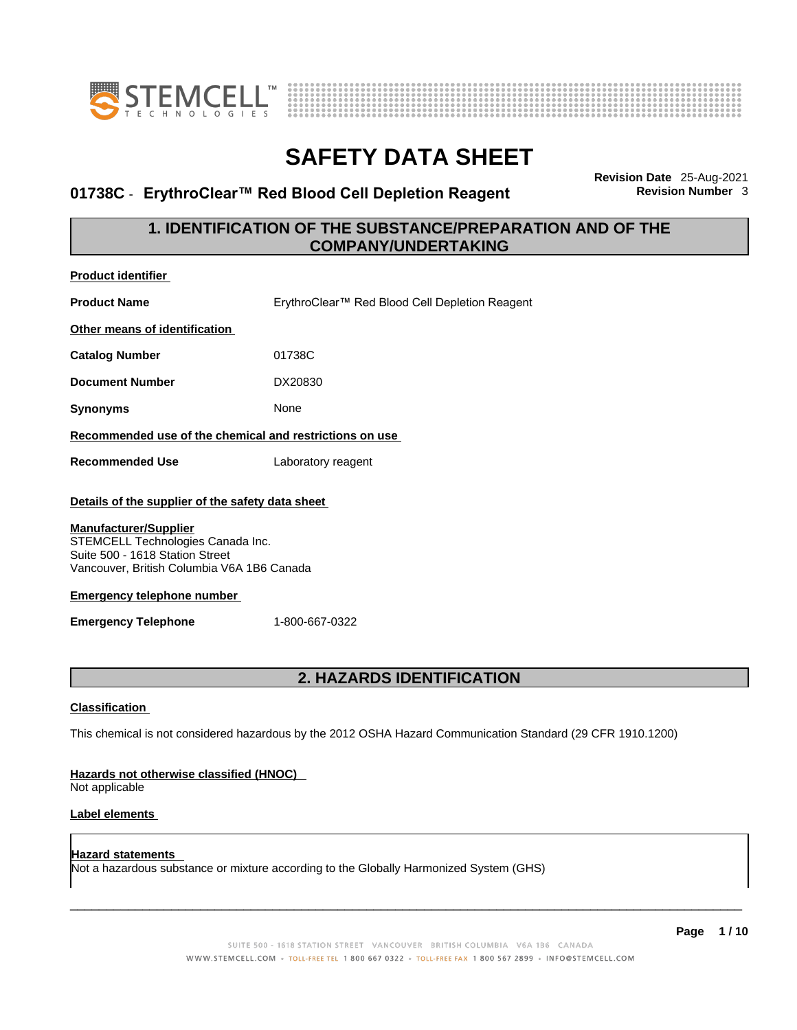# SAFETY DATA SHEET

**01738C - ErythroClear™ Red Blood Cell Depletion Reagent**

**Revision Date** 25-Aug-2021
**Revision Number** 3

## 1. IDENTIFICATION OF THE SUBSTANCE/PREPARATION AND OF THE COMPANY/UNDERTAKING

**Product identifier**

**Product Name** ErythroClear™ Red Blood Cell Depletion Reagent

**Other means of identification**

**Catalog Number** 01738C

**Document Number** DX20830

**Synonyms** None

**Recommended use of the chemical and restrictions on use**

**Recommended Use** Laboratory reagent

**Details of the supplier of the safety data sheet**

**Manufacturer/Supplier**
STEMCELL Technologies Canada Inc.
Suite 500 - 1618 Station Street
Vancouver, British Columbia V6A 1B6 Canada

**Emergency telephone number**

**Emergency Telephone** 1-800-667-0322

## 2. HAZARDS IDENTIFICATION

**Classification**

This chemical is not considered hazardous by the 2012 OSHA Hazard Communication Standard (29 CFR 1910.1200)

**Hazards not otherwise classified (HNOC)**
Not applicable

**Label elements**

**Hazard statements**
Not a hazardous substance or mixture according to the Globally Harmonized System (GHS)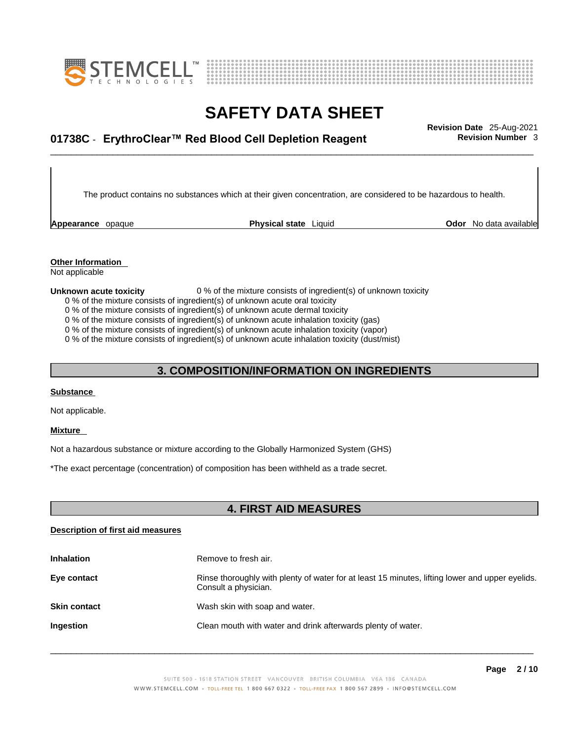The product contains no substances which at their given concentration, are considered to be hazardous to health.

**Appearance** opaque **Physical state** Liquid **Odor** No data available

**Other Information**
Not applicable

**Unknown acute toxicity** 0 % of the mixture consists of ingredient(s) of unknown toxicity

0 % of the mixture consists of ingredient(s) of unknown acute oral toxicity
0 % of the mixture consists of ingredient(s) of unknown acute dermal toxicity
0 % of the mixture consists of ingredient(s) of unknown acute inhalation toxicity (gas)
0 % of the mixture consists of ingredient(s) of unknown acute inhalation toxicity (vapor)
0 % of the mixture consists of ingredient(s) of unknown acute inhalation toxicity (dust/mist)

## 3. COMPOSITION/INFORMATION ON INGREDIENTS

**Substance**

Not applicable.

**Mixture**

Not a hazardous substance or mixture according to the Globally Harmonized System (GHS)

*The exact percentage (concentration) of composition has been withheld as a trade secret.

## 4. FIRST AID MEASURES

**Description of first aid measures**

**Inhalation** Remove to fresh air.

**Eye contact** Rinse thoroughly with plenty of water for at least 15 minutes, lifting lower and upper eyelids. Consult a physician.

**Skin contact** Wash skin with soap and water.

**Ingestion** Clean mouth with water and drink afterwards plenty of water.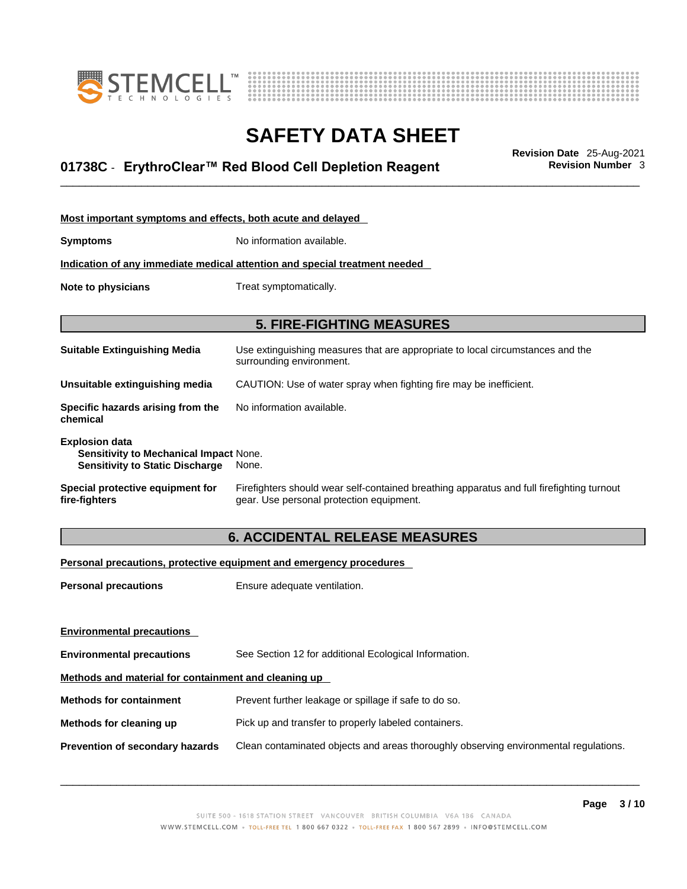**Most important symptoms and effects, both acute and delayed**

**Symptoms** No information available.

**Indication of any immediate medical attention and special treatment needed**

**Note to physicians** Treat symptomatically.

## 5. FIRE-FIGHTING MEASURES

**Suitable Extinguishing Media** Use extinguishing measures that are appropriate to local circumstances and the surrounding environment.

**Unsuitable extinguishing media** CAUTION: Use of water spray when fighting fire may be inefficient.

**Specific hazards arising from the chemical** No information available.

**Explosion data**
- **Sensitivity to Mechanical Impact** None.
- **Sensitivity to Static Discharge** None.

**Special protective equipment for fire-fighters** Firefighters should wear self-contained breathing apparatus and full firefighting turnout gear. Use personal protection equipment.

## 6. ACCIDENTAL RELEASE MEASURES

**Personal precautions, protective equipment and emergency procedures**

**Personal precautions** Ensure adequate ventilation.

**Environmental precautions**

**Environmental precautions** See Section 12 for additional Ecological Information.

**Methods and material for containment and cleaning up**

**Methods for containment** Prevent further leakage or spillage if safe to do so.

**Methods for cleaning up** Pick up and transfer to properly labeled containers.

**Prevention of secondary hazards** Clean contaminated objects and areas thoroughly observing environmental regulations.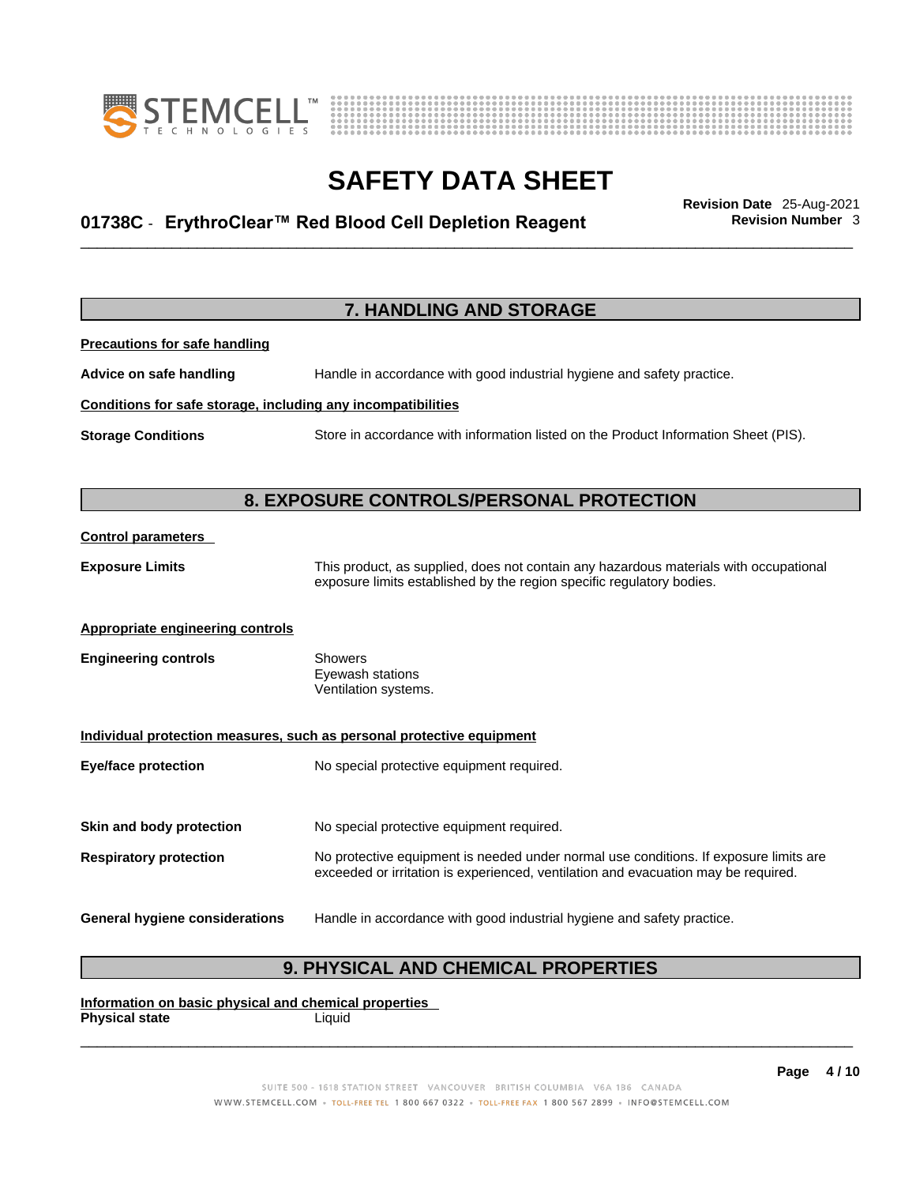## 7. HANDLING AND STORAGE

**Precautions for safe handling**

**Advice on safe handling** Handle in accordance with good industrial hygiene and safety practice.

**Conditions for safe storage, including any incompatibilities**

**Storage Conditions** Store in accordance with information listed on the Product Information Sheet (PIS).

## 8. EXPOSURE CONTROLS/PERSONAL PROTECTION

**Control parameters**

**Exposure Limits** This product, as supplied, does not contain any hazardous materials with occupational exposure limits established by the region specific regulatory bodies.

**Appropriate engineering controls**

**Engineering controls** Showers
Eyewash stations
Ventilation systems.

**Individual protection measures, such as personal protective equipment**

**Eye/face protection** No special protective equipment required.

**Skin and body protection** No special protective equipment required.

**Respiratory protection** No protective equipment is needed under normal use conditions. If exposure limits are exceeded or irritation is experienced, ventilation and evacuation may be required.

**General hygiene considerations** Handle in accordance with good industrial hygiene and safety practice.

## 9. PHYSICAL AND CHEMICAL PROPERTIES

**Information on basic physical and chemical properties**

**Physical state** Liquid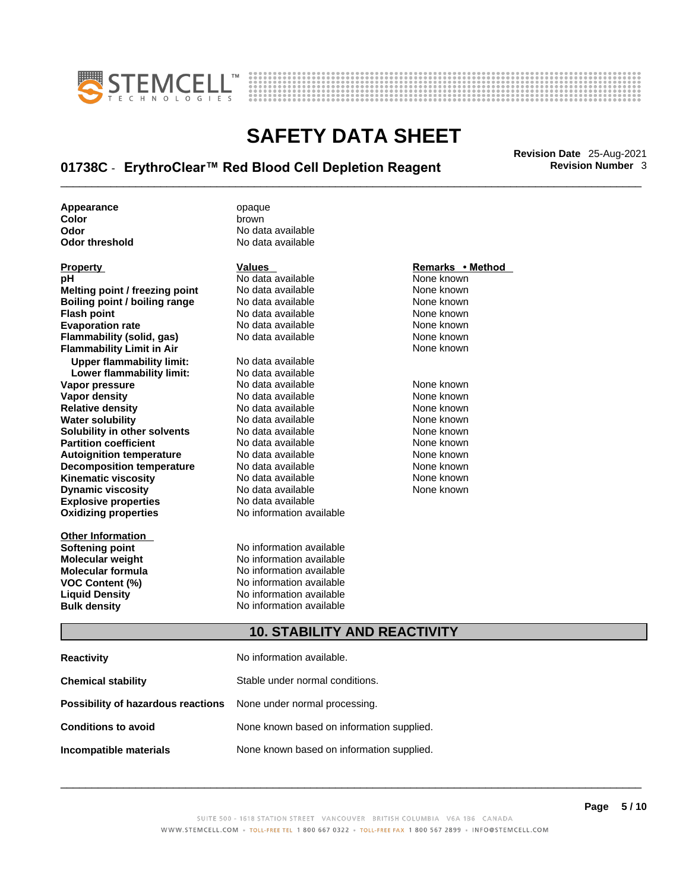| | |
|---|---|
| **Appearance** | opaque |
| **Color** | brown |
| **Odor** | No data available |
| **Odor threshold** | No data available |

| Property | Values | Remarks • Method |
|---|---|---|
| **pH** | No data available | None known |
| **Melting point / freezing point** | No data available | None known |
| **Boiling point / boiling range** | No data available | None known |
| **Flash point** | No data available | None known |
| **Evaporation rate** | No data available | None known |
| **Flammability (solid, gas)** | No data available | None known |
| **Flammability Limit in Air** | | None known |
| **Upper flammability limit:** | No data available | |
| **Lower flammability limit:** | No data available | |
| **Vapor pressure** | No data available | None known |
| **Vapor density** | No data available | None known |
| **Relative density** | No data available | None known |
| **Water solubility** | No data available | None known |
| **Solubility in other solvents** | No data available | None known |
| **Partition coefficient** | No data available | None known |
| **Autoignition temperature** | No data available | None known |
| **Decomposition temperature** | No data available | None known |
| **Kinematic viscosity** | No data available | None known |
| **Dynamic viscosity** | No data available | None known |
| **Explosive properties** | No data available | |
| **Oxidizing properties** | No information available | |

**Other Information**

| | |
|---|---|
| **Softening point** | No information available |
| **Molecular weight** | No information available |
| **Molecular formula** | No information available |
| **VOC Content (%)** | No information available |
| **Liquid Density** | No information available |
| **Bulk density** | No information available |

## 10. STABILITY AND REACTIVITY

| | |
|---|---|
| **Reactivity** | No information available. |
| **Chemical stability** | Stable under normal conditions. |
| **Possibility of hazardous reactions** | None under normal processing. |
| **Conditions to avoid** | None known based on information supplied. |
| **Incompatible materials** | None known based on information supplied. |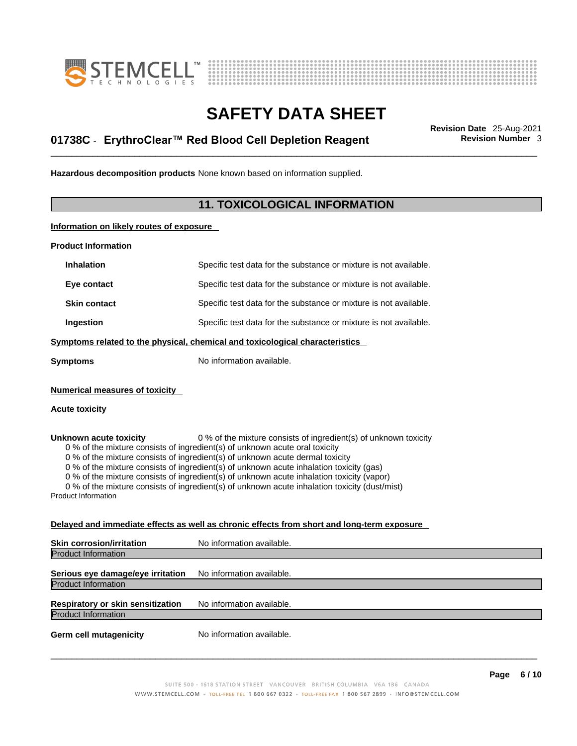**Hazardous decomposition products** None known based on information supplied.

## 11. TOXICOLOGICAL INFORMATION

**Information on likely routes of exposure**

**Product Information**

| | |
|---|---|
| **Inhalation** | Specific test data for the substance or mixture is not available. |
| **Eye contact** | Specific test data for the substance or mixture is not available. |
| **Skin contact** | Specific test data for the substance or mixture is not available. |
| **Ingestion** | Specific test data for the substance or mixture is not available. |

**Symptoms related to the physical, chemical and toxicological characteristics**

**Symptoms** No information available.

**Numerical measures of toxicity**

**Acute toxicity**

**Unknown acute toxicity** 0 % of the mixture consists of ingredient(s) of unknown toxicity

0 % of the mixture consists of ingredient(s) of unknown acute oral toxicity
0 % of the mixture consists of ingredient(s) of unknown acute dermal toxicity
0 % of the mixture consists of ingredient(s) of unknown acute inhalation toxicity (gas)
0 % of the mixture consists of ingredient(s) of unknown acute inhalation toxicity (vapor)
0 % of the mixture consists of ingredient(s) of unknown acute inhalation toxicity (dust/mist)

Product Information

**Delayed and immediate effects as well as chronic effects from short and long-term exposure**

**Skin corrosion/irritation** No information available.

Product Information

**Serious eye damage/eye irritation** No information available.

Product Information

**Respiratory or skin sensitization** No information available.

Product Information

**Germ cell mutagenicity** No information available.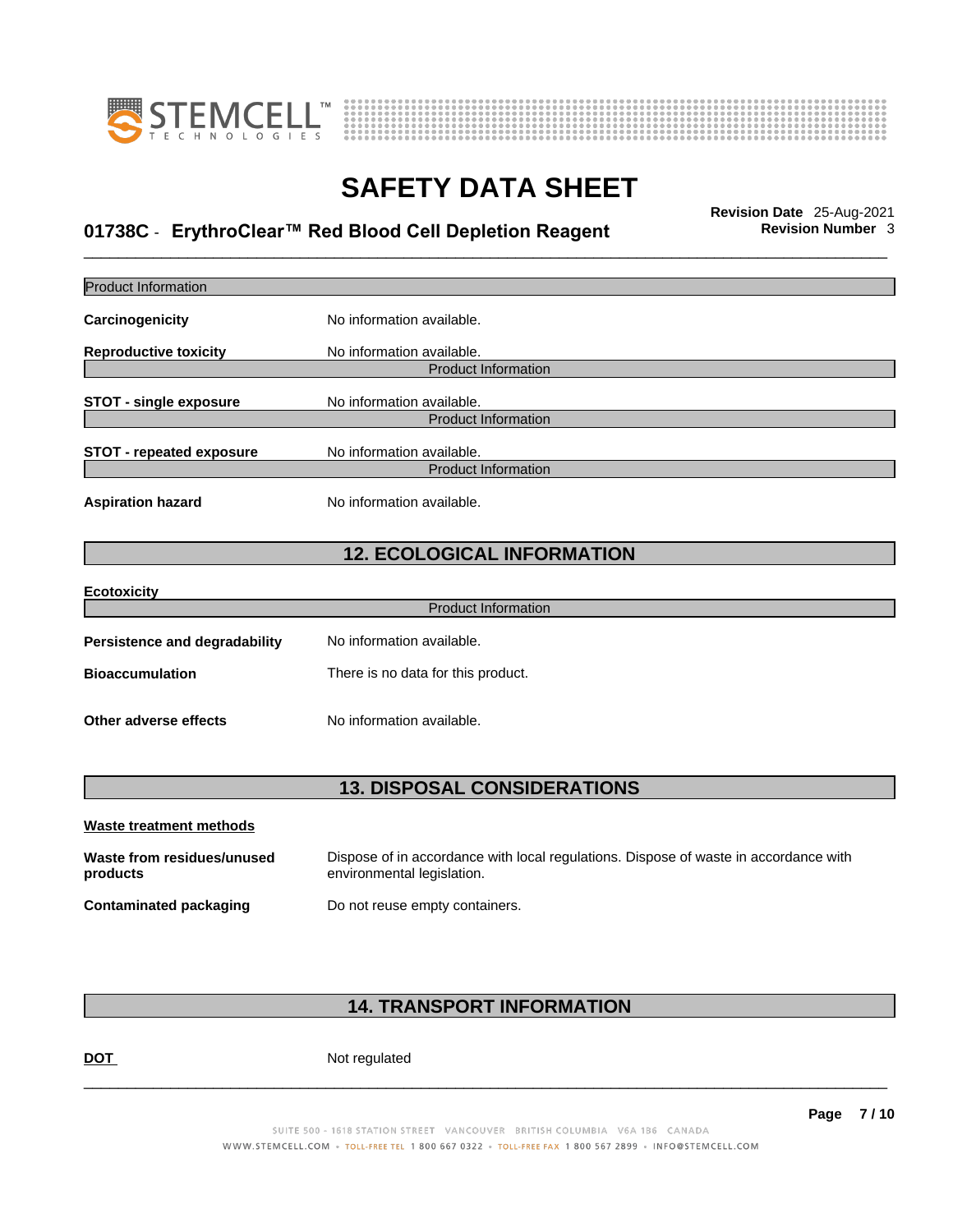Product Information

**Carcinogenicity** No information available.

**Reproductive toxicity** No information available.

Product Information

**STOT - single exposure** No information available.

Product Information

**STOT - repeated exposure** No information available.

Product Information

**Aspiration hazard** No information available.

## 12. ECOLOGICAL INFORMATION

**Ecotoxicity**

Product Information

**Persistence and degradability** No information available.

**Bioaccumulation** There is no data for this product.

**Other adverse effects** No information available.

## 13. DISPOSAL CONSIDERATIONS

**Waste treatment methods**

**Waste from residues/unused products** Dispose of in accordance with local regulations. Dispose of waste in accordance with environmental legislation.

**Contaminated packaging** Do not reuse empty containers.

## 14. TRANSPORT INFORMATION

**DOT** Not regulated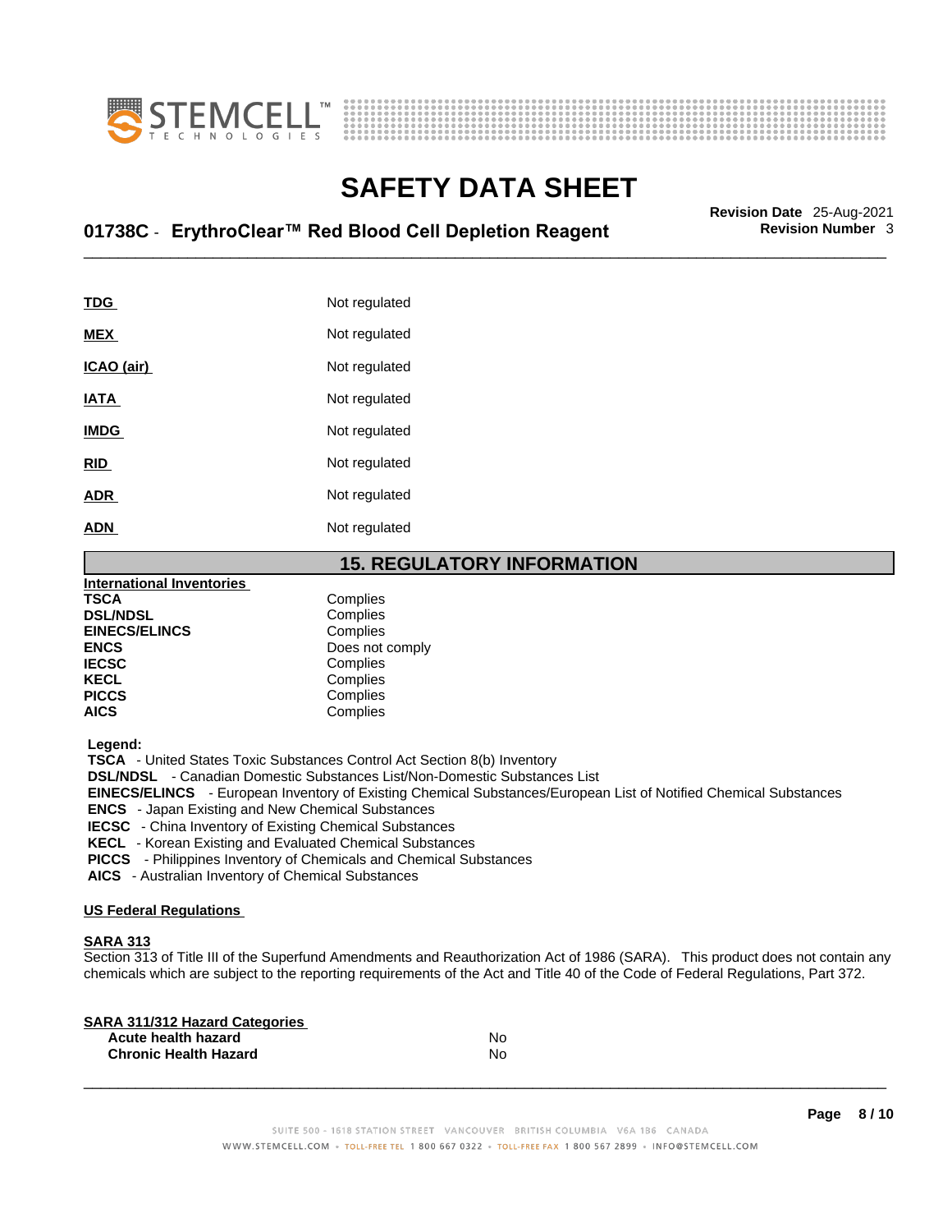| | |
|---|---|
| **TDG** | Not regulated |
| **MEX** | Not regulated |
| **ICAO (air)** | Not regulated |
| **IATA** | Not regulated |
| **IMDG** | Not regulated |
| **RID** | Not regulated |
| **ADR** | Not regulated |
| **ADN** | Not regulated |

## 15. REGULATORY INFORMATION

**International Inventories**

| | |
|---|---|
| **TSCA** | Complies |
| **DSL/NDSL** | Complies |
| **EINECS/ELINCS** | Complies |
| **ENCS** | Does not comply |
| **IECSC** | Complies |
| **KECL** | Complies |
| **PICCS** | Complies |
| **AICS** | Complies |

**Legend:**

**TSCA** - United States Toxic Substances Control Act Section 8(b) Inventory
**DSL/NDSL** - Canadian Domestic Substances List/Non-Domestic Substances List
**EINECS/ELINCS** - European Inventory of Existing Chemical Substances/European List of Notified Chemical Substances
**ENCS** - Japan Existing and New Chemical Substances
**IECSC** - China Inventory of Existing Chemical Substances
**KECL** - Korean Existing and Evaluated Chemical Substances
**PICCS** - Philippines Inventory of Chemicals and Chemical Substances
**AICS** - Australian Inventory of Chemical Substances

**US Federal Regulations**

**SARA 313**

Section 313 of Title III of the Superfund Amendments and Reauthorization Act of 1986 (SARA). This product does not contain any chemicals which are subject to the reporting requirements of the Act and Title 40 of the Code of Federal Regulations, Part 372.

**SARA 311/312 Hazard Categories**

| | |
|---|---|
| **Acute health hazard** | No |
| **Chronic Health Hazard** | No |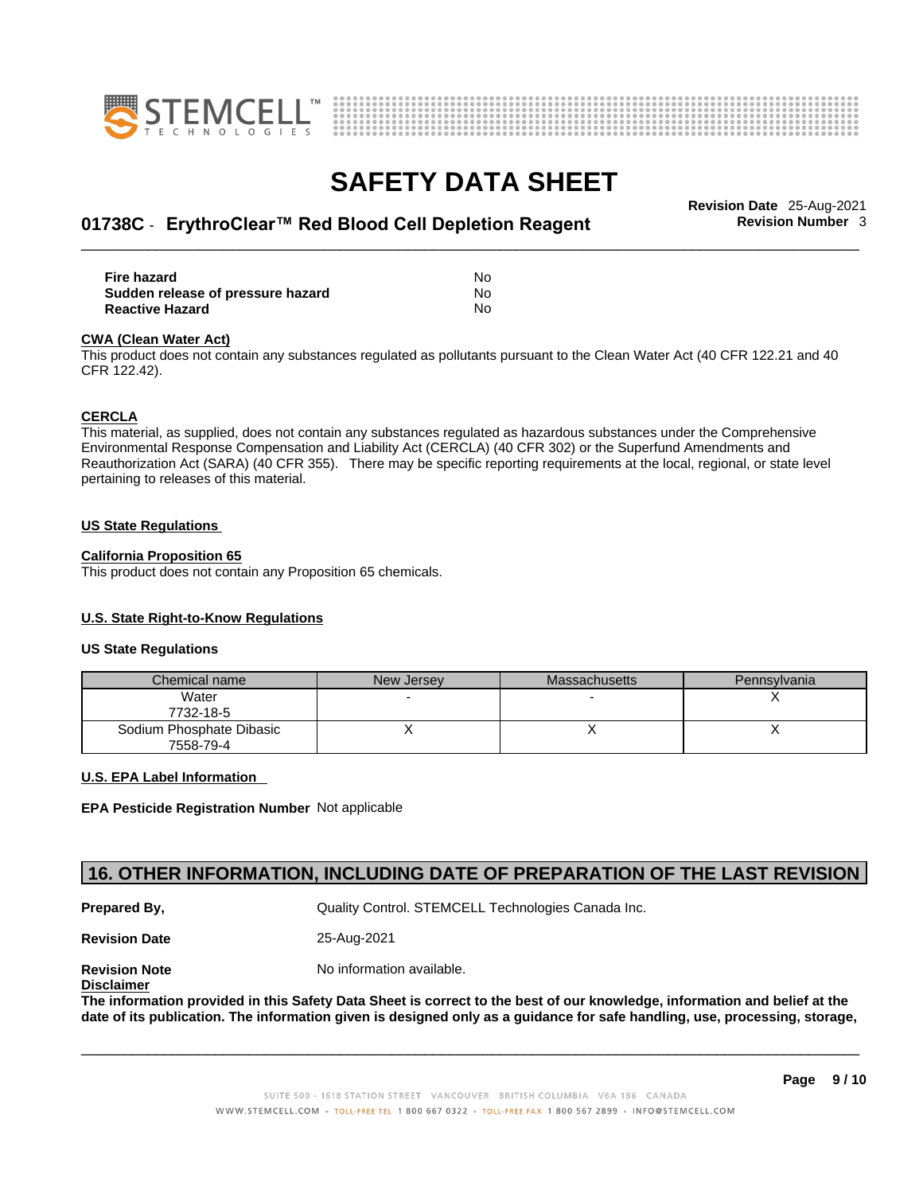| | |
|---|---|
| **Fire hazard** | No |
| **Sudden release of pressure hazard** | No |
| **Reactive Hazard** | No |

**CWA (Clean Water Act)**

This product does not contain any substances regulated as pollutants pursuant to the Clean Water Act (40 CFR 122.21 and 40 CFR 122.42).

**CERCLA**

This material, as supplied, does not contain any substances regulated as hazardous substances under the Comprehensive Environmental Response Compensation and Liability Act (CERCLA) (40 CFR 302) or the Superfund Amendments and Reauthorization Act (SARA) (40 CFR 355). There may be specific reporting requirements at the local, regional, or state level pertaining to releases of this material.

**US State Regulations**

**California Proposition 65**

This product does not contain any Proposition 65 chemicals.

**U.S. State Right-to-Know Regulations**

**US State Regulations**

| Chemical name | New Jersey | Massachusetts | Pennsylvania |
|---|---|---|---|
| Water<br>7732-18-5 | - | - | X |
| Sodium Phosphate Dibasic<br>7558-79-4 | X | X | X |

**U.S. EPA Label Information**

**EPA Pesticide Registration Number** Not applicable

## 16. OTHER INFORMATION, INCLUDING DATE OF PREPARATION OF THE LAST REVISION

**Prepared By,** Quality Control. STEMCELL Technologies Canada Inc.

**Revision Date** 25-Aug-2021

**Revision Note** No information available.

**Disclaimer**

**The information provided in this Safety Data Sheet is correct to the best of our knowledge, information and belief at the date of its publication. The information given is designed only as a guidance for safe handling, use, processing, storage,**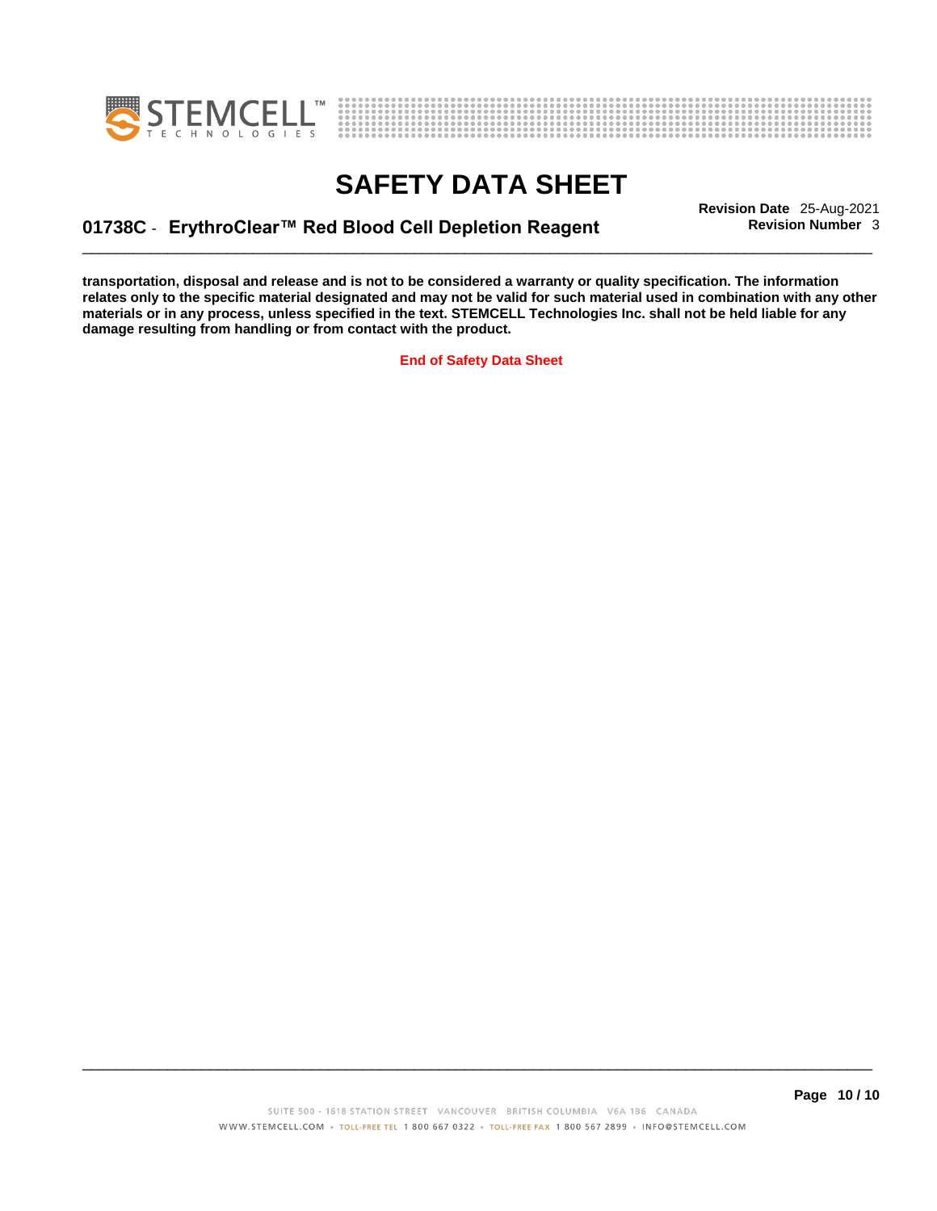**transportation, disposal and release and is not to be considered a warranty or quality specification. The information relates only to the specific material designated and may not be valid for such material used in combination with any other materials or in any process, unless specified in the text. STEMCELL Technologies Inc. shall not be held liable for any damage resulting from handling or from contact with the product.**

**End of Safety Data Sheet**